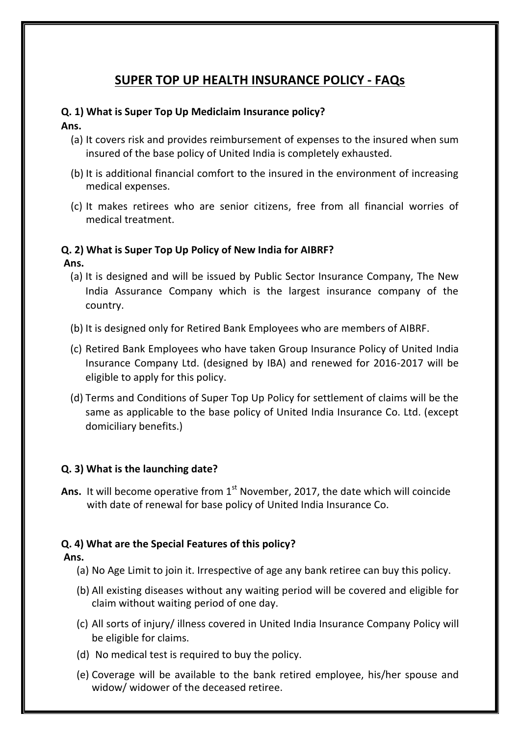# SUPER TOP UP HEALTH INSURANCE POLICY - FAQs

**Q. 1) What is Super Top Up Mediclaim Insurance policy?**

**Ans.**

(a) It covers risk and provides reimbursement of expenses to the insured when sum insured of the base policy of United India is completely exhausted.

(b) It is additional financial comfort to the insured in the environment of increasing medical expenses.

(c) It makes retirees who are senior citizens, free from all financial worries of medical treatment.

**Q. 2) What is Super Top Up Policy of New India for AIBRF?**

**Ans.**

(a) It is designed and will be issued by Public Sector Insurance Company, The New India Assurance Company which is the largest insurance company of the country.

(b) It is designed only for Retired Bank Employees who are members of AIBRF.

(c) Retired Bank Employees who have taken Group Insurance Policy of United India Insurance Company Ltd. (designed by IBA) and renewed for 2016-2017 will be eligible to apply for this policy.

(d) Terms and Conditions of Super Top Up Policy for settlement of claims will be the same as applicable to the base policy of United India Insurance Co. Ltd. (except domiciliary benefits.)

**Q. 3) What is the launching date?**

**Ans.** It will become operative from 1st November, 2017, the date which will coincide with date of renewal for base policy of United India Insurance Co.

**Q. 4) What are the Special Features of this policy?**

**Ans.**

(a) No Age Limit to join it. Irrespective of age any bank retiree can buy this policy.

(b) All existing diseases without any waiting period will be covered and eligible for claim without waiting period of one day.

(c) All sorts of injury/ illness covered in United India Insurance Company Policy will be eligible for claims.

(d) No medical test is required to buy the policy.

(e) Coverage will be available to the bank retired employee, his/her spouse and widow/ widower of the deceased retiree.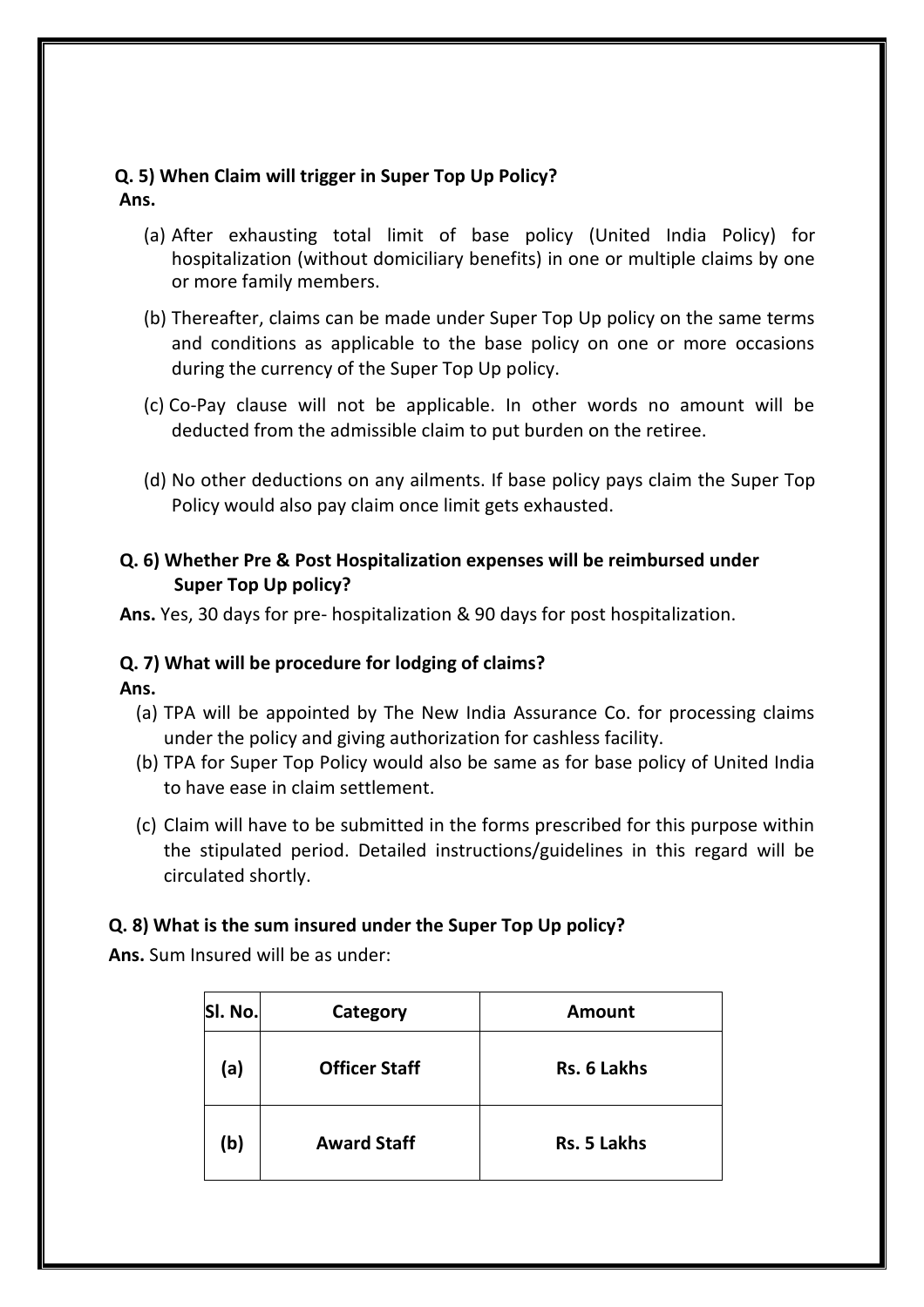**Q. 5) When Claim will trigger in Super Top Up Policy?**

**Ans.**

(a) After exhausting total limit of base policy (United India Policy) for hospitalization (without domiciliary benefits) in one or multiple claims by one or more family members.

(b) Thereafter, claims can be made under Super Top Up policy on the same terms and conditions as applicable to the base policy on one or more occasions during the currency of the Super Top Up policy.

(c) Co-Pay clause will not be applicable. In other words no amount will be deducted from the admissible claim to put burden on the retiree.

(d) No other deductions on any ailments. If base policy pays claim the Super Top Policy would also pay claim once limit gets exhausted.

**Q. 6) Whether Pre & Post Hospitalization expenses will be reimbursed under Super Top Up policy?**

**Ans.** Yes, 30 days for pre- hospitalization & 90 days for post hospitalization.

**Q. 7) What will be procedure for lodging of claims?**

**Ans.**

(a) TPA will be appointed by The New India Assurance Co. for processing claims under the policy and giving authorization for cashless facility.

(b) TPA for Super Top Policy would also be same as for base policy of United India to have ease in claim settlement.

(c) Claim will have to be submitted in the forms prescribed for this purpose within the stipulated period. Detailed instructions/guidelines in this regard will be circulated shortly.

**Q. 8) What is the sum insured under the Super Top Up policy?**

**Ans.** Sum Insured will be as under:

| Sl. No. | Category | Amount |
|---|---|---|
| **(a)** | **Officer Staff** | **Rs. 6 Lakhs** |
| **(b)** | **Award Staff** | **Rs. 5 Lakhs** |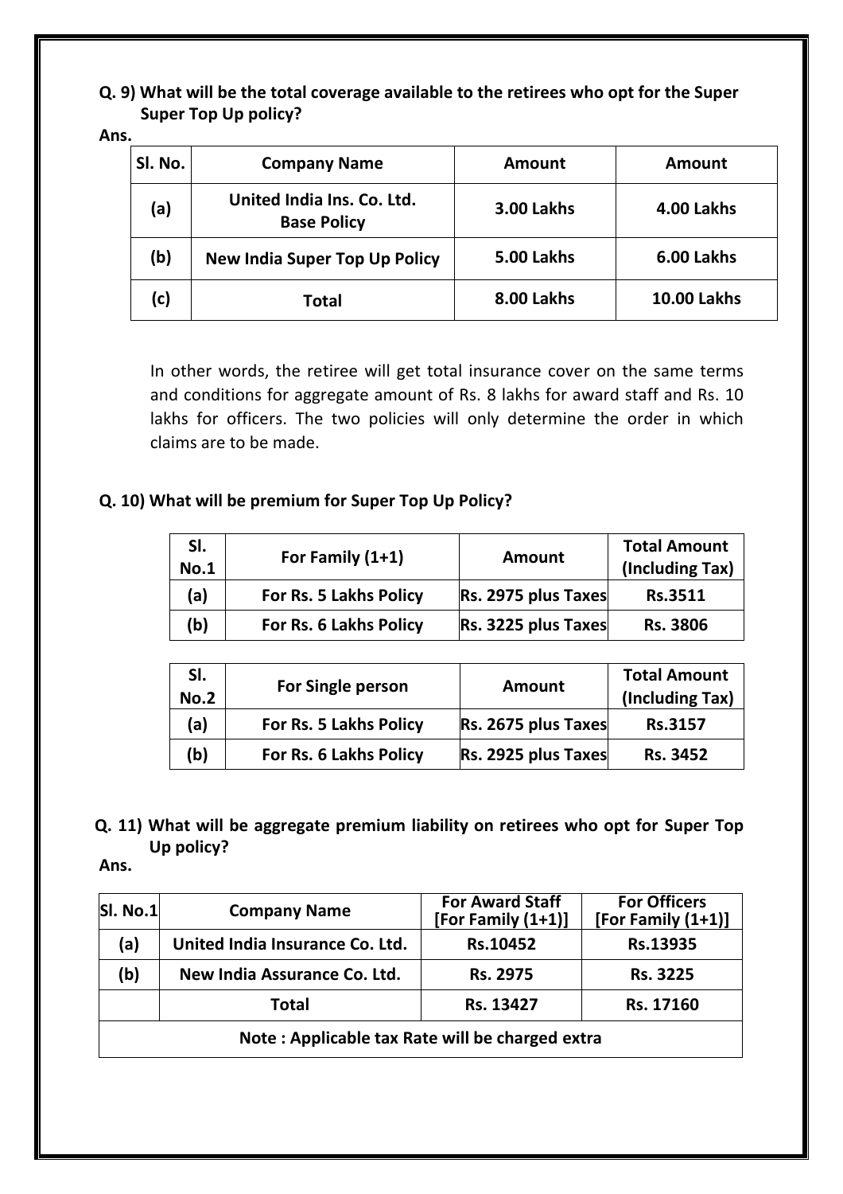**Q. 9) What will be the total coverage available to the retirees who opt for the Super Super Top Up policy?**

**Ans.**

| Sl. No. | Company Name | Amount | Amount |
|---|---|---|---|
| (a) | United India Ins. Co. Ltd. Base Policy | 3.00 Lakhs | 4.00 Lakhs |
| (b) | New India Super Top Up Policy | 5.00 Lakhs | 6.00 Lakhs |
| (c) | Total | 8.00 Lakhs | 10.00 Lakhs |

In other words, the retiree will get total insurance cover on the same terms and conditions for aggregate amount of Rs. 8 lakhs for award staff and Rs. 10 lakhs for officers. The two policies will only determine the order in which claims are to be made.

**Q. 10) What will be premium for Super Top Up Policy?**

| Sl. No.1 | For Family (1+1) | Amount | Total Amount (Including Tax) |
|---|---|---|---|
| (a) | For Rs. 5 Lakhs Policy | Rs. 2975 plus Taxes | Rs.3511 |
| (b) | For Rs. 6 Lakhs Policy | Rs. 3225 plus Taxes | Rs. 3806 |

| Sl. No.2 | For Single person | Amount | Total Amount (Including Tax) |
|---|---|---|---|
| (a) | For Rs. 5 Lakhs Policy | Rs. 2675 plus Taxes | Rs.3157 |
| (b) | For Rs. 6 Lakhs Policy | Rs. 2925 plus Taxes | Rs. 3452 |

**Q. 11) What will be aggregate premium liability on retirees who opt for Super Top Up policy?**

**Ans.**

| Sl. No.1 | Company Name | For Award Staff [For Family (1+1)] | For Officers [For Family (1+1)] |
|---|---|---|---|
| (a) | United India Insurance Co. Ltd. | Rs.10452 | Rs.13935 |
| (b) | New India Assurance Co. Ltd. | Rs. 2975 | Rs. 3225 |
| | Total | Rs. 13427 | Rs. 17160 |
| Note : Applicable tax Rate will be charged extra | | | |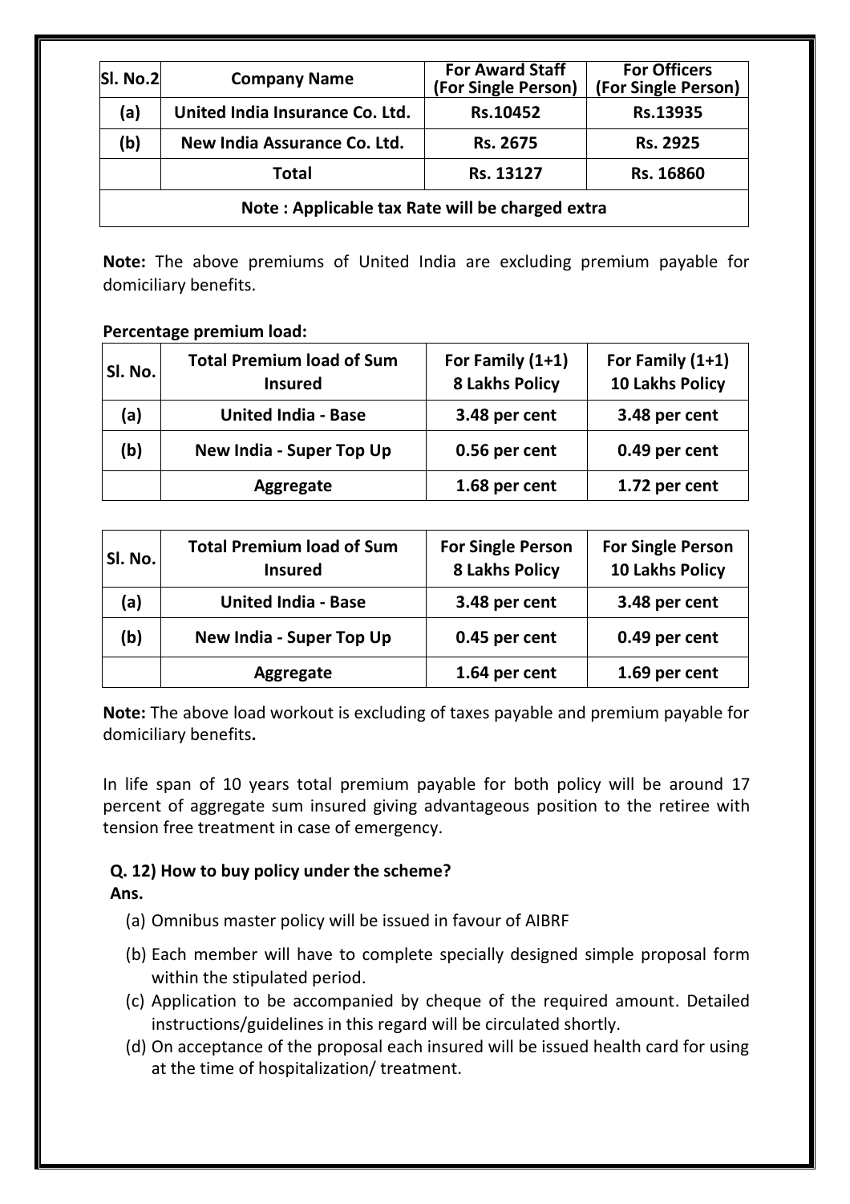| Sl. No.2 | Company Name | For Award Staff (For Single Person) | For Officers (For Single Person) |
|---|---|---|---|
| (a) | United India Insurance Co. Ltd. | Rs.10452 | Rs.13935 |
| (b) | New India Assurance Co. Ltd. | Rs. 2675 | Rs. 2925 |
| | Total | Rs. 13127 | Rs. 16860 |
| Note : Applicable tax Rate will be charged extra | | | |

**Note:** The above premiums of United India are excluding premium payable for domiciliary benefits.

**Percentage premium load:**

| Sl. No. | Total Premium load of Sum Insured | For Family (1+1) 8 Lakhs Policy | For Family (1+1) 10 Lakhs Policy |
|---|---|---|---|
| (a) | United India - Base | 3.48 per cent | 3.48 per cent |
| (b) | New India - Super Top Up | 0.56 per cent | 0.49 per cent |
| | Aggregate | 1.68 per cent | 1.72 per cent |

| Sl. No. | Total Premium load of Sum Insured | For Single Person 8 Lakhs Policy | For Single Person 10 Lakhs Policy |
|---|---|---|---|
| (a) | United India - Base | 3.48 per cent | 3.48 per cent |
| (b) | New India - Super Top Up | 0.45 per cent | 0.49 per cent |
| | Aggregate | 1.64 per cent | 1.69 per cent |

**Note:** The above load workout is excluding of taxes payable and premium payable for domiciliary benefits**.**

In life span of 10 years total premium payable for both policy will be around 17 percent of aggregate sum insured giving advantageous position to the retiree with tension free treatment in case of emergency.

**Q. 12) How to buy policy under the scheme?**

**Ans.**

(a) Omnibus master policy will be issued in favour of AIBRF

(b) Each member will have to complete specially designed simple proposal form within the stipulated period.

(c) Application to be accompanied by cheque of the required amount. Detailed instructions/guidelines in this regard will be circulated shortly.

(d) On acceptance of the proposal each insured will be issued health card for using at the time of hospitalization/ treatment.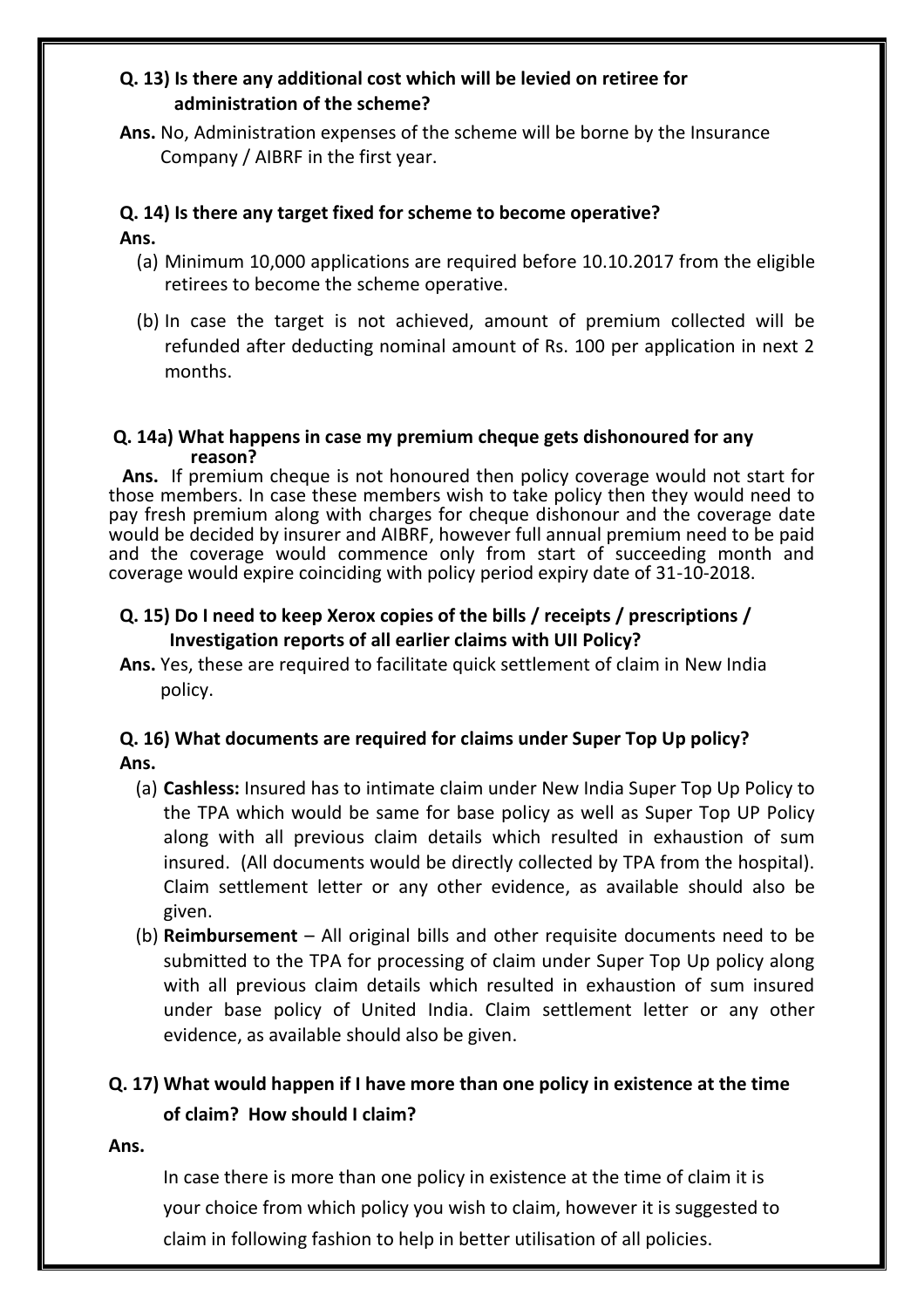**Q. 13) Is there any additional cost which will be levied on retiree for administration of the scheme?**

**Ans.** No, Administration expenses of the scheme will be borne by the Insurance Company / AIBRF in the first year.

**Q. 14) Is there any target fixed for scheme to become operative?**

**Ans.**

(a) Minimum 10,000 applications are required before 10.10.2017 from the eligible retirees to become the scheme operative.

(b) In case the target is not achieved, amount of premium collected will be refunded after deducting nominal amount of Rs. 100 per application in next 2 months.

**Q. 14a) What happens in case my premium cheque gets dishonoured for any reason?**

**Ans.** If premium cheque is not honoured then policy coverage would not start for those members. In case these members wish to take policy then they would need to pay fresh premium along with charges for cheque dishonour and the coverage date would be decided by insurer and AIBRF, however full annual premium need to be paid and the coverage would commence only from start of succeeding month and coverage would expire coinciding with policy period expiry date of 31-10-2018.

**Q. 15) Do I need to keep Xerox copies of the bills / receipts / prescriptions / Investigation reports of all earlier claims with UII Policy?**

**Ans.** Yes, these are required to facilitate quick settlement of claim in New India policy.

**Q. 16) What documents are required for claims under Super Top Up policy?**

**Ans.**

(a) **Cashless:** Insured has to intimate claim under New India Super Top Up Policy to the TPA which would be same for base policy as well as Super Top UP Policy along with all previous claim details which resulted in exhaustion of sum insured. (All documents would be directly collected by TPA from the hospital). Claim settlement letter or any other evidence, as available should also be given.

(b) **Reimbursement** – All original bills and other requisite documents need to be submitted to the TPA for processing of claim under Super Top Up policy along with all previous claim details which resulted in exhaustion of sum insured under base policy of United India. Claim settlement letter or any other evidence, as available should also be given.

**Q. 17) What would happen if I have more than one policy in existence at the time of claim? How should I claim?**

**Ans.**

In case there is more than one policy in existence at the time of claim it is your choice from which policy you wish to claim, however it is suggested to claim in following fashion to help in better utilisation of all policies.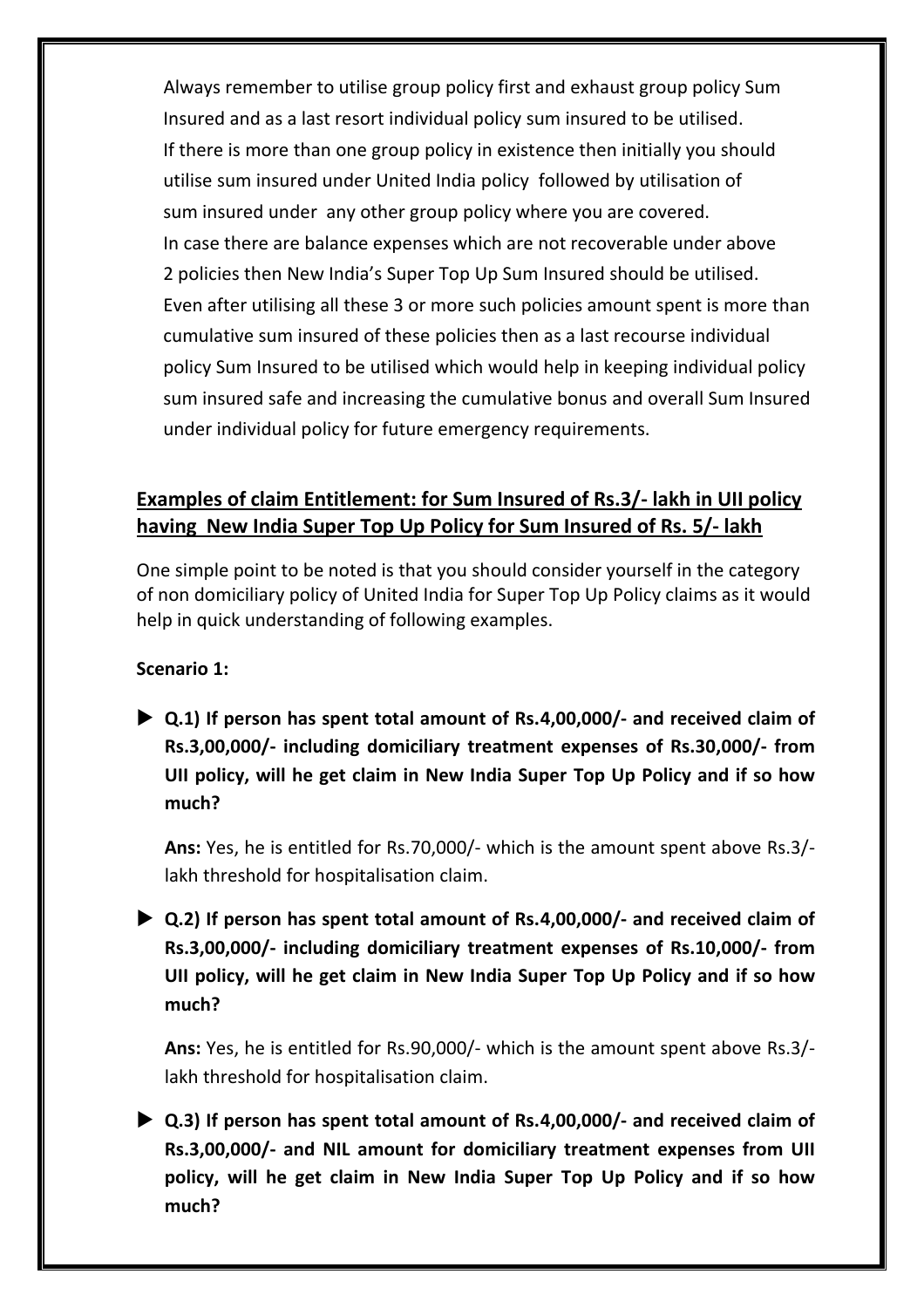Always remember to utilise group policy first and exhaust group policy Sum Insured and as a last resort individual policy sum insured to be utilised. If there is more than one group policy in existence then initially you should utilise sum insured under United India policy followed by utilisation of sum insured under any other group policy where you are covered. In case there are balance expenses which are not recoverable under above 2 policies then New India's Super Top Up Sum Insured should be utilised. Even after utilising all these 3 or more such policies amount spent is more than cumulative sum insured of these policies then as a last recourse individual policy Sum Insured to be utilised which would help in keeping individual policy sum insured safe and increasing the cumulative bonus and overall Sum Insured under individual policy for future emergency requirements.

## **Examples of claim Entitlement: for Sum Insured of Rs.3/- lakh in UII policy having New India Super Top Up Policy for Sum Insured of Rs. 5/- lakh**

One simple point to be noted is that you should consider yourself in the category of non domiciliary policy of United India for Super Top Up Policy claims as it would help in quick understanding of following examples.

**Scenario 1:**

- **Q.1) If person has spent total amount of Rs.4,00,000/- and received claim of Rs.3,00,000/- including domiciliary treatment expenses of Rs.30,000/- from UII policy, will he get claim in New India Super Top Up Policy and if so how much?**

  **Ans:** Yes, he is entitled for Rs.70,000/- which is the amount spent above Rs.3/- lakh threshold for hospitalisation claim.

- **Q.2) If person has spent total amount of Rs.4,00,000/- and received claim of Rs.3,00,000/- including domiciliary treatment expenses of Rs.10,000/- from UII policy, will he get claim in New India Super Top Up Policy and if so how much?**

  **Ans:** Yes, he is entitled for Rs.90,000/- which is the amount spent above Rs.3/- lakh threshold for hospitalisation claim.

- **Q.3) If person has spent total amount of Rs.4,00,000/- and received claim of Rs.3,00,000/- and NIL amount for domiciliary treatment expenses from UII policy, will he get claim in New India Super Top Up Policy and if so how much?**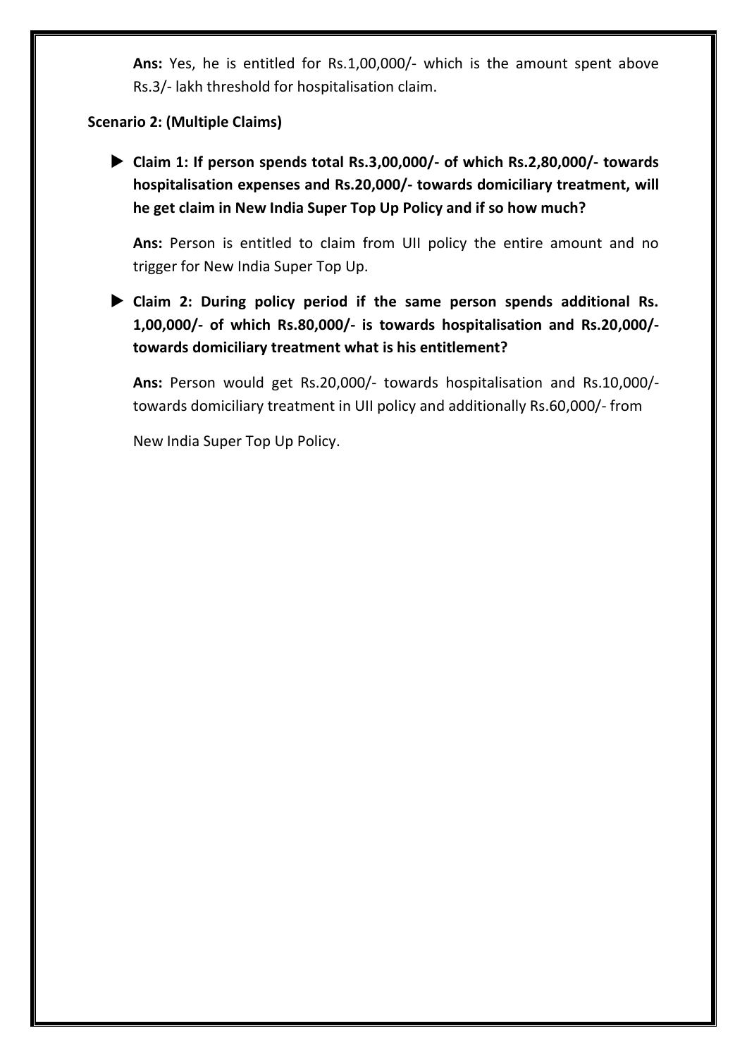**Ans:** Yes, he is entitled for Rs.1,00,000/- which is the amount spent above Rs.3/- lakh threshold for hospitalisation claim.

**Scenario 2: (Multiple Claims)**

- **Claim 1: If person spends total Rs.3,00,000/- of which Rs.2,80,000/- towards hospitalisation expenses and Rs.20,000/- towards domiciliary treatment, will he get claim in New India Super Top Up Policy and if so how much?**

  **Ans:** Person is entitled to claim from UII policy the entire amount and no trigger for New India Super Top Up.

- **Claim 2: During policy period if the same person spends additional Rs. 1,00,000/- of which Rs.80,000/- is towards hospitalisation and Rs.20,000/- towards domiciliary treatment what is his entitlement?**

  **Ans:** Person would get Rs.20,000/- towards hospitalisation and Rs.10,000/- towards domiciliary treatment in UII policy and additionally Rs.60,000/- from

  New India Super Top Up Policy.